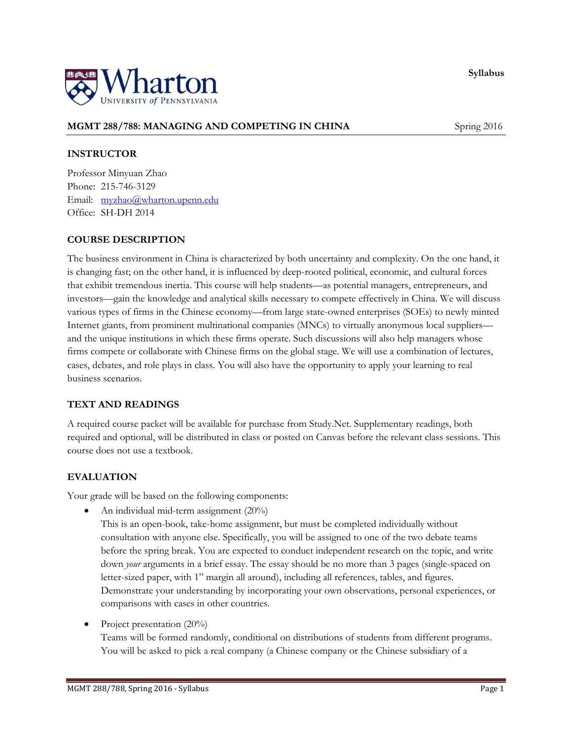Syllabus

# MGMT 288/788: MANAGING AND COMPETING IN CHINA

Spring 2016

## INSTRUCTOR

Professor Minyuan Zhao
Phone: 215-746-3129
Email: myzhao@wharton.upenn.edu
Office: SH-DH 2014

## COURSE DESCRIPTION

The business environment in China is characterized by both uncertainty and complexity. On the one hand, it is changing fast; on the other hand, it is influenced by deep-rooted political, economic, and cultural forces that exhibit tremendous inertia. This course will help students—as potential managers, entrepreneurs, and investors—gain the knowledge and analytical skills necessary to compete effectively in China. We will discuss various types of firms in the Chinese economy—from large state-owned enterprises (SOEs) to newly minted Internet giants, from prominent multinational companies (MNCs) to virtually anonymous local suppliers—and the unique institutions in which these firms operate. Such discussions will also help managers whose firms compete or collaborate with Chinese firms on the global stage. We will use a combination of lectures, cases, debates, and role plays in class. You will also have the opportunity to apply your learning to real business scenarios.

## TEXT AND READINGS

A required course packet will be available for purchase from Study.Net. Supplementary readings, both required and optional, will be distributed in class or posted on Canvas before the relevant class sessions. This course does not use a textbook.

## EVALUATION

Your grade will be based on the following components:

- An individual mid-term assignment (20%)
  This is an open-book, take-home assignment, but must be completed individually without consultation with anyone else. Specifically, you will be assigned to one of the two debate teams before the spring break. You are expected to conduct independent research on the topic, and write down *your* arguments in a brief essay. The essay should be no more than 3 pages (single-spaced on letter-sized paper, with 1" margin all around), including all references, tables, and figures. Demonstrate your understanding by incorporating your own observations, personal experiences, or comparisons with cases in other countries.

- Project presentation (20%)
  Teams will be formed randomly, conditional on distributions of students from different programs. You will be asked to pick a real company (a Chinese company or the Chinese subsidiary of a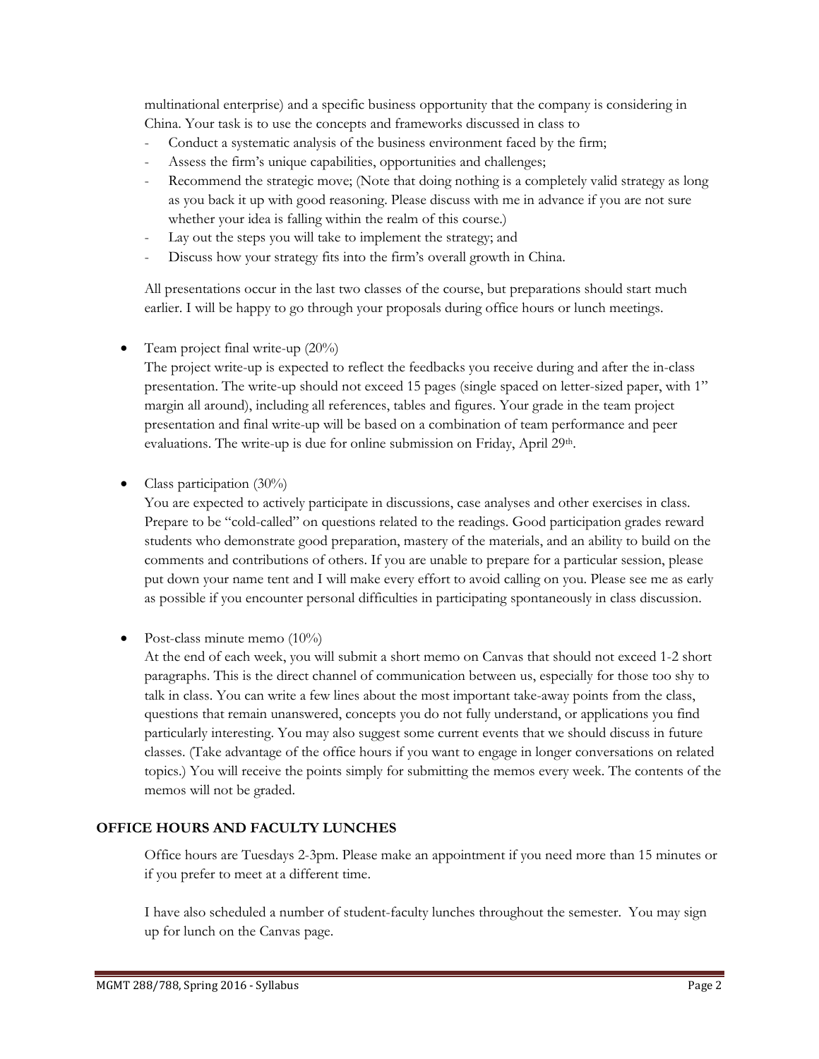multinational enterprise) and a specific business opportunity that the company is considering in China. Your task is to use the concepts and frameworks discussed in class to

- Conduct a systematic analysis of the business environment faced by the firm;
- Assess the firm's unique capabilities, opportunities and challenges;
- Recommend the strategic move; (Note that doing nothing is a completely valid strategy as long as you back it up with good reasoning. Please discuss with me in advance if you are not sure whether your idea is falling within the realm of this course.)
- Lay out the steps you will take to implement the strategy; and
- Discuss how your strategy fits into the firm's overall growth in China.

All presentations occur in the last two classes of the course, but preparations should start much earlier. I will be happy to go through your proposals during office hours or lunch meetings.

- Team project final write-up (20%)

  The project write-up is expected to reflect the feedbacks you receive during and after the in-class presentation. The write-up should not exceed 15 pages (single spaced on letter-sized paper, with 1" margin all around), including all references, tables and figures. Your grade in the team project presentation and final write-up will be based on a combination of team performance and peer evaluations. The write-up is due for online submission on Friday, April 29th.

- Class participation (30%)

  You are expected to actively participate in discussions, case analyses and other exercises in class. Prepare to be "cold-called" on questions related to the readings. Good participation grades reward students who demonstrate good preparation, mastery of the materials, and an ability to build on the comments and contributions of others. If you are unable to prepare for a particular session, please put down your name tent and I will make every effort to avoid calling on you. Please see me as early as possible if you encounter personal difficulties in participating spontaneously in class discussion.

- Post-class minute memo (10%)

  At the end of each week, you will submit a short memo on Canvas that should not exceed 1-2 short paragraphs. This is the direct channel of communication between us, especially for those too shy to talk in class. You can write a few lines about the most important take-away points from the class, questions that remain unanswered, concepts you do not fully understand, or applications you find particularly interesting. You may also suggest some current events that we should discuss in future classes. (Take advantage of the office hours if you want to engage in longer conversations on related topics.) You will receive the points simply for submitting the memos every week. The contents of the memos will not be graded.

## OFFICE HOURS AND FACULTY LUNCHES

Office hours are Tuesdays 2-3pm. Please make an appointment if you need more than 15 minutes or if you prefer to meet at a different time.

I have also scheduled a number of student-faculty lunches throughout the semester. You may sign up for lunch on the Canvas page.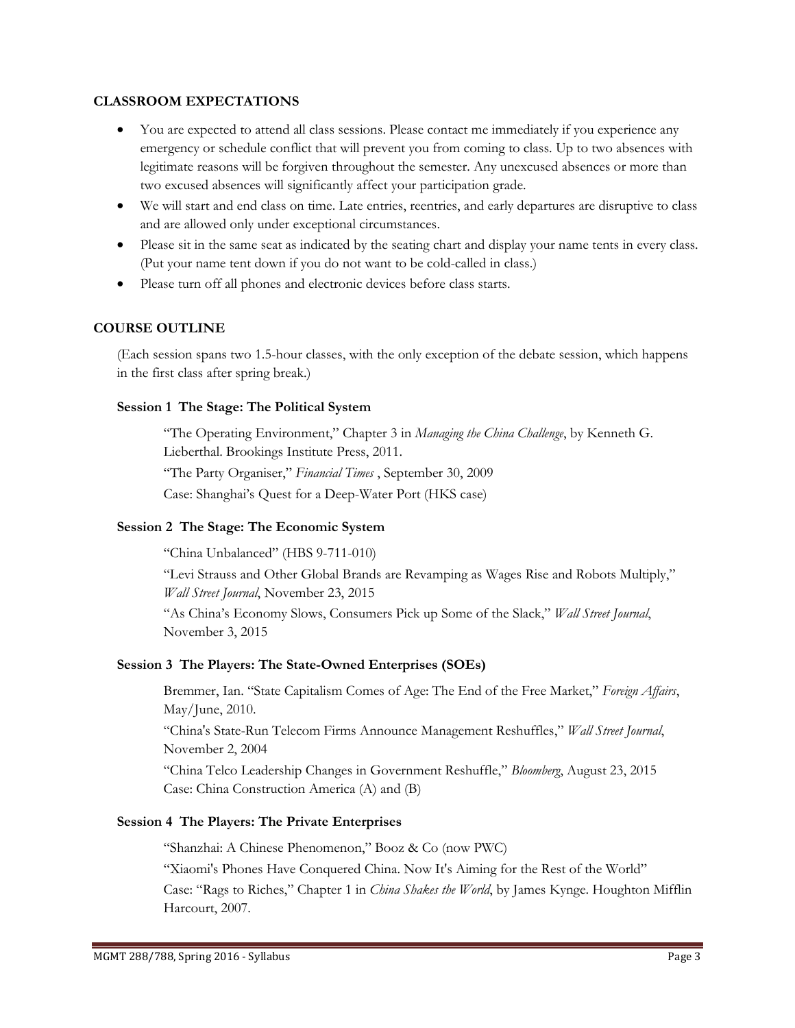## CLASSROOM EXPECTATIONS

- You are expected to attend all class sessions. Please contact me immediately if you experience any emergency or schedule conflict that will prevent you from coming to class. Up to two absences with legitimate reasons will be forgiven throughout the semester. Any unexcused absences or more than two excused absences will significantly affect your participation grade.
- We will start and end class on time. Late entries, reentries, and early departures are disruptive to class and are allowed only under exceptional circumstances.
- Please sit in the same seat as indicated by the seating chart and display your name tents in every class. (Put your name tent down if you do not want to be cold-called in class.)
- Please turn off all phones and electronic devices before class starts.

## COURSE OUTLINE

(Each session spans two 1.5-hour classes, with the only exception of the debate session, which happens in the first class after spring break.)

### Session 1 The Stage: The Political System

"The Operating Environment," Chapter 3 in *Managing the China Challenge*, by Kenneth G. Lieberthal. Brookings Institute Press, 2011.

"The Party Organiser," *Financial Times* , September 30, 2009

Case: Shanghai's Quest for a Deep-Water Port (HKS case)

### Session 2 The Stage: The Economic System

"China Unbalanced" (HBS 9-711-010)

"Levi Strauss and Other Global Brands are Revamping as Wages Rise and Robots Multiply," *Wall Street Journal*, November 23, 2015

"As China's Economy Slows, Consumers Pick up Some of the Slack," *Wall Street Journal*, November 3, 2015

### Session 3 The Players: The State-Owned Enterprises (SOEs)

Bremmer, Ian. "State Capitalism Comes of Age: The End of the Free Market," *Foreign Affairs*, May/June, 2010.

"China's State-Run Telecom Firms Announce Management Reshuffles," *Wall Street Journal*, November 2, 2004

"China Telco Leadership Changes in Government Reshuffle," *Bloomberg*, August 23, 2015

Case: China Construction America (A) and (B)

### Session 4 The Players: The Private Enterprises

"Shanzhai: A Chinese Phenomenon," Booz & Co (now PWC)

"Xiaomi's Phones Have Conquered China. Now It's Aiming for the Rest of the World"

Case: "Rags to Riches," Chapter 1 in *China Shakes the World*, by James Kynge. Houghton Mifflin Harcourt, 2007.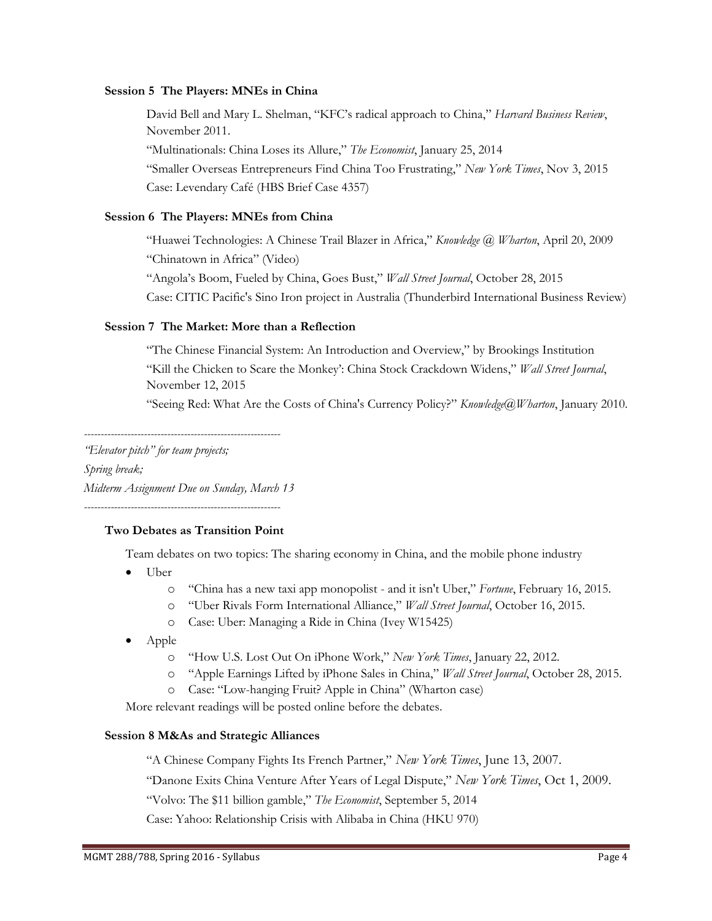**Session 5 The Players: MNEs in China**

David Bell and Mary L. Shelman, "KFC's radical approach to China," *Harvard Business Review*, November 2011.

"Multinationals: China Loses its Allure," *The Economist*, January 25, 2014

"Smaller Overseas Entrepreneurs Find China Too Frustrating," *New York Times*, Nov 3, 2015

Case: Levendary Café (HBS Brief Case 4357)

**Session 6 The Players: MNEs from China**

"Huawei Technologies: A Chinese Trail Blazer in Africa," *Knowledge @ Wharton*, April 20, 2009

"Chinatown in Africa" (Video)

"Angola's Boom, Fueled by China, Goes Bust," *Wall Street Journal*, October 28, 2015

Case: CITIC Pacific's Sino Iron project in Australia (Thunderbird International Business Review)

**Session 7 The Market: More than a Reflection**

"The Chinese Financial System: An Introduction and Overview," by Brookings Institution

"'Kill the Chicken to Scare the Monkey': China Stock Crackdown Widens," *Wall Street Journal*, November 12, 2015

"Seeing Red: What Are the Costs of China's Currency Policy?" *Knowledge@Wharton*, January 2010.

---

*"Elevator pitch" for team projects;*

*Spring break;*

*Midterm Assignment Due on Sunday, March 13*

---

**Two Debates as Transition Point**

Team debates on two topics: The sharing economy in China, and the mobile phone industry

- Uber
  - "China has a new taxi app monopolist - and it isn't Uber," *Fortune*, February 16, 2015.
  - "Uber Rivals Form International Alliance," *Wall Street Journal*, October 16, 2015.
  - Case: Uber: Managing a Ride in China (Ivey W15425)
- Apple
  - "How U.S. Lost Out On iPhone Work," *New York Times*, January 22, 2012.
  - "Apple Earnings Lifted by iPhone Sales in China," *Wall Street Journal*, October 28, 2015.
  - Case: "Low-hanging Fruit? Apple in China" (Wharton case)

More relevant readings will be posted online before the debates.

**Session 8 M&As and Strategic Alliances**

"A Chinese Company Fights Its French Partner," *New York Times*, June 13, 2007.

"Danone Exits China Venture After Years of Legal Dispute," *New York Times*, Oct 1, 2009.

"Volvo: The $11 billion gamble," *The Economist*, September 5, 2014

Case: Yahoo: Relationship Crisis with Alibaba in China (HKU 970)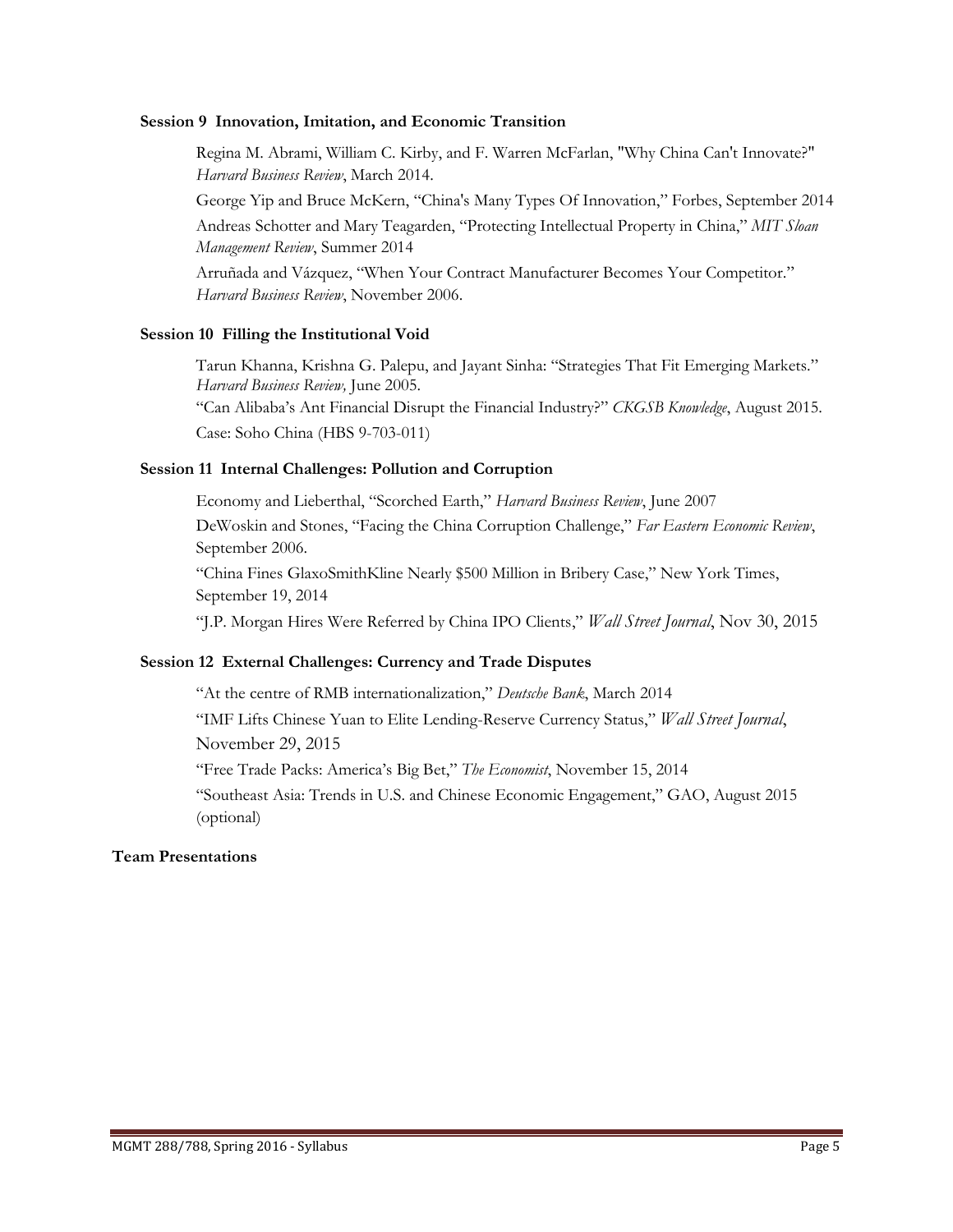**Session 9 Innovation, Imitation, and Economic Transition**

Regina M. Abrami, William C. Kirby, and F. Warren McFarlan, "Why China Can't Innovate?" *Harvard Business Review*, March 2014.

George Yip and Bruce McKern, "China's Many Types Of Innovation," Forbes, September 2014

Andreas Schotter and Mary Teagarden, "Protecting Intellectual Property in China," *MIT Sloan Management Review*, Summer 2014

Arruñada and Vázquez, "When Your Contract Manufacturer Becomes Your Competitor." *Harvard Business Review*, November 2006.

**Session 10 Filling the Institutional Void**

Tarun Khanna, Krishna G. Palepu, and Jayant Sinha: "Strategies That Fit Emerging Markets." *Harvard Business Review,* June 2005.

"Can Alibaba's Ant Financial Disrupt the Financial Industry?" *CKGSB Knowledge*, August 2015.

Case: Soho China (HBS 9-703-011)

**Session 11 Internal Challenges: Pollution and Corruption**

Economy and Lieberthal, "Scorched Earth," *Harvard Business Review*, June 2007

DeWoskin and Stones, "Facing the China Corruption Challenge," *Far Eastern Economic Review*, September 2006.

"China Fines GlaxoSmithKline Nearly $500 Million in Bribery Case," New York Times, September 19, 2014

"J.P. Morgan Hires Were Referred by China IPO Clients," *Wall Street Journal*, Nov 30, 2015

**Session 12 External Challenges: Currency and Trade Disputes**

"At the centre of RMB internationalization," *Deutsche Bank*, March 2014

"IMF Lifts Chinese Yuan to Elite Lending-Reserve Currency Status," *Wall Street Journal*, November 29, 2015

"Free Trade Packs: America's Big Bet," *The Economist*, November 15, 2014

"Southeast Asia: Trends in U.S. and Chinese Economic Engagement," GAO, August 2015 (optional)

**Team Presentations**